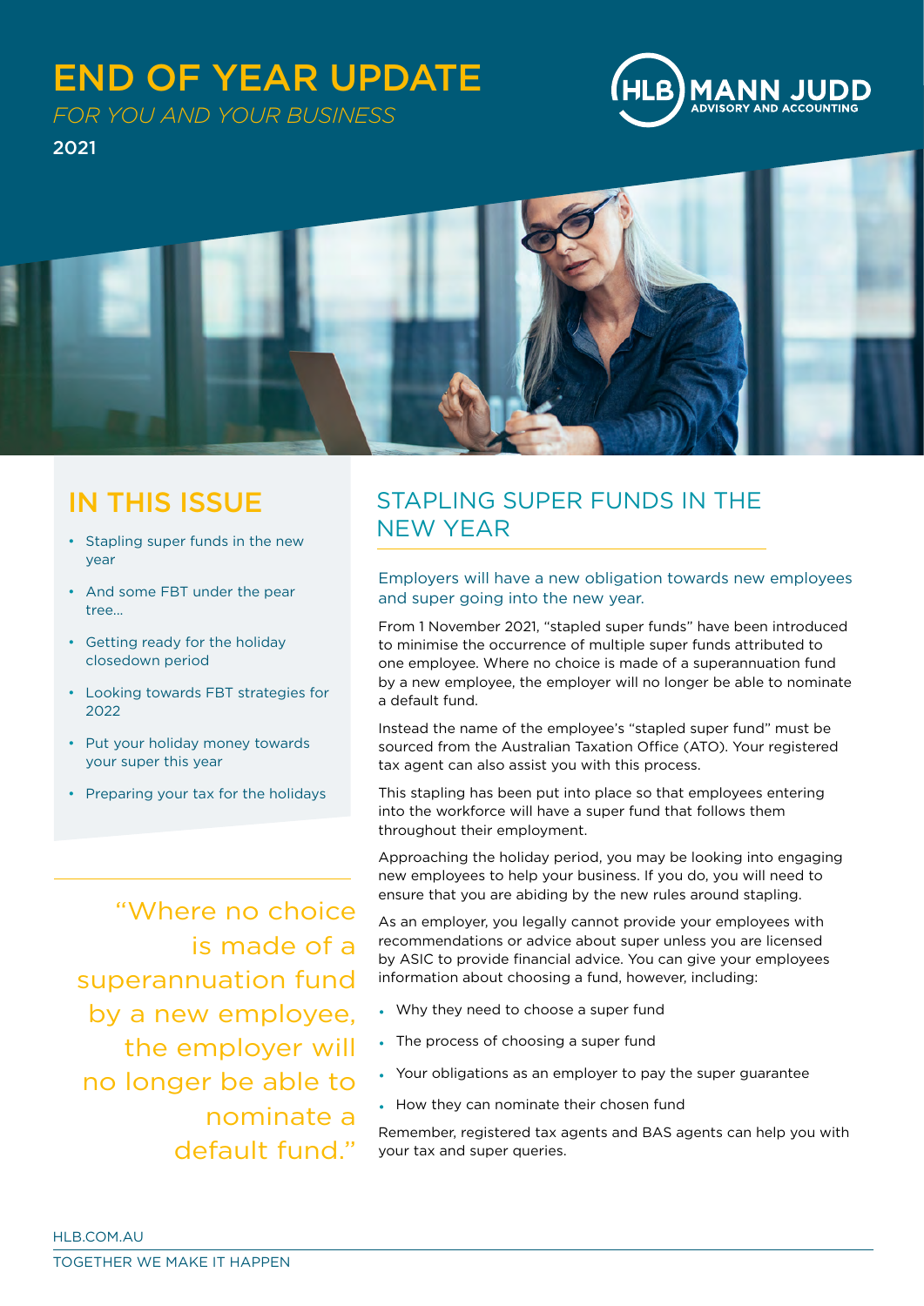# END OF YEAR UPDATE

*FOR YOU AND YOUR BUSINESS*

2021

HLB MANN JUDD
ADVISORY AND ACCOUNTING

## IN THIS ISSUE

- Stapling super funds in the new year
- And some FBT under the pear tree...
- Getting ready for the holiday closedown period
- Looking towards FBT strategies for 2022
- Put your holiday money towards your super this year
- Preparing your tax for the holidays

"Where no choice is made of a superannuation fund by a new employee, the employer will no longer be able to nominate a default fund."

## STAPLING SUPER FUNDS IN THE NEW YEAR

Employers will have a new obligation towards new employees and super going into the new year.

From 1 November 2021, "stapled super funds" have been introduced to minimise the occurrence of multiple super funds attributed to one employee. Where no choice is made of a superannuation fund by a new employee, the employer will no longer be able to nominate a default fund.

Instead the name of the employee's "stapled super fund" must be sourced from the Australian Taxation Office (ATO). Your registered tax agent can also assist you with this process.

This stapling has been put into place so that employees entering into the workforce will have a super fund that follows them throughout their employment.

Approaching the holiday period, you may be looking into engaging new employees to help your business. If you do, you will need to ensure that you are abiding by the new rules around stapling.

As an employer, you legally cannot provide your employees with recommendations or advice about super unless you are licensed by ASIC to provide financial advice. You can give your employees information about choosing a fund, however, including:

- Why they need to choose a super fund
- The process of choosing a super fund
- Your obligations as an employer to pay the super guarantee
- How they can nominate their chosen fund

Remember, registered tax agents and BAS agents can help you with your tax and super queries.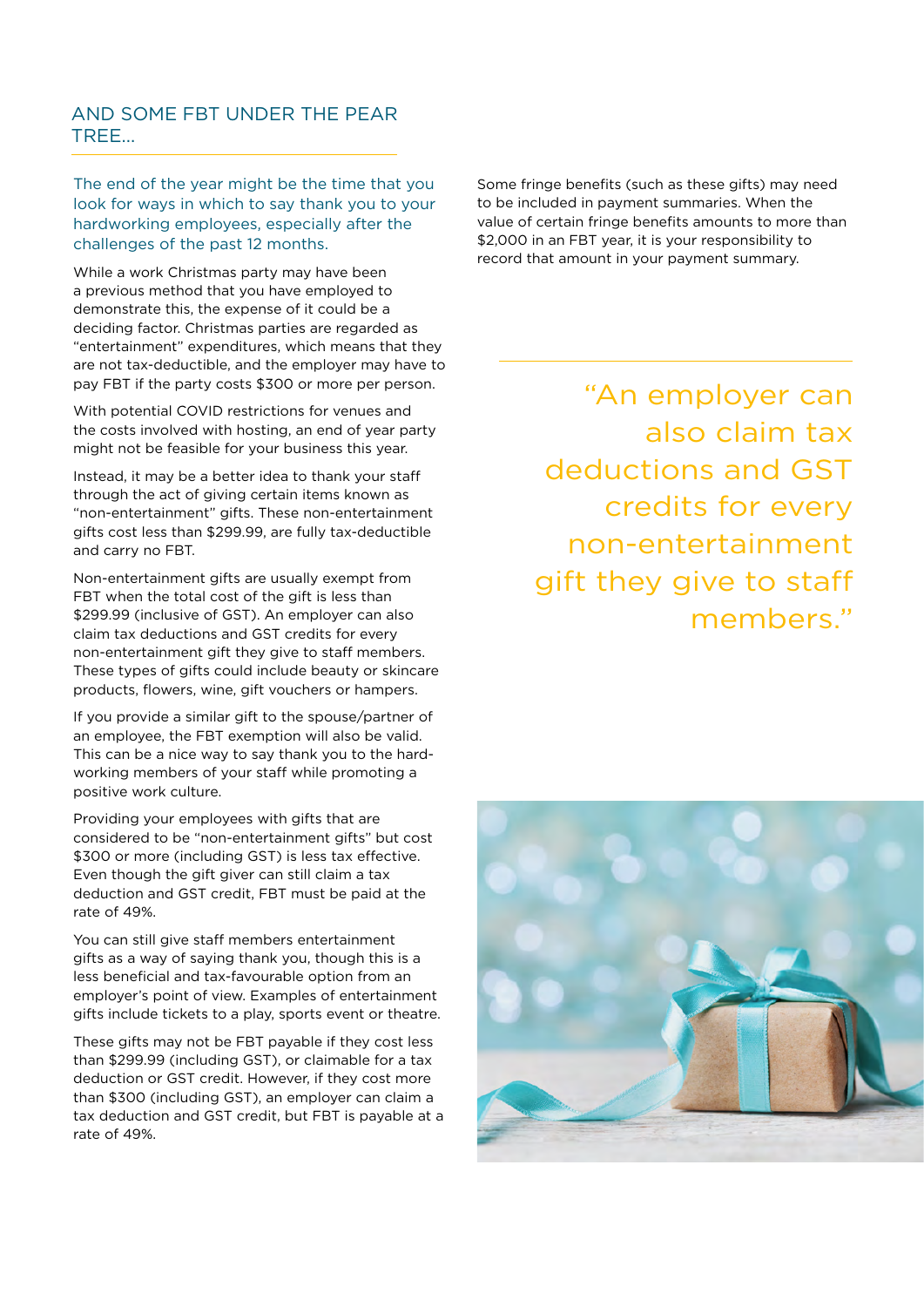## AND SOME FBT UNDER THE PEAR TREE...

The end of the year might be the time that you look for ways in which to say thank you to your hardworking employees, especially after the challenges of the past 12 months.

While a work Christmas party may have been a previous method that you have employed to demonstrate this, the expense of it could be a deciding factor. Christmas parties are regarded as "entertainment" expenditures, which means that they are not tax-deductible, and the employer may have to pay FBT if the party costs $300 or more per person.

With potential COVID restrictions for venues and the costs involved with hosting, an end of year party might not be feasible for your business this year.

Instead, it may be a better idea to thank your staff through the act of giving certain items known as "non-entertainment" gifts. These non-entertainment gifts cost less than $299.99, are fully tax-deductible and carry no FBT.

Non-entertainment gifts are usually exempt from FBT when the total cost of the gift is less than $299.99 (inclusive of GST). An employer can also claim tax deductions and GST credits for every non-entertainment gift they give to staff members. These types of gifts could include beauty or skincare products, flowers, wine, gift vouchers or hampers.

If you provide a similar gift to the spouse/partner of an employee, the FBT exemption will also be valid. This can be a nice way to say thank you to the hard-working members of your staff while promoting a positive work culture.

Providing your employees with gifts that are considered to be "non-entertainment gifts" but cost $300 or more (including GST) is less tax effective. Even though the gift giver can still claim a tax deduction and GST credit, FBT must be paid at the rate of 49%.

You can still give staff members entertainment gifts as a way of saying thank you, though this is a less beneficial and tax-favourable option from an employer's point of view. Examples of entertainment gifts include tickets to a play, sports event or theatre.

These gifts may not be FBT payable if they cost less than $299.99 (including GST), or claimable for a tax deduction or GST credit. However, if they cost more than $300 (including GST), an employer can claim a tax deduction and GST credit, but FBT is payable at a rate of 49%.

Some fringe benefits (such as these gifts) may need to be included in payment summaries. When the value of certain fringe benefits amounts to more than $2,000 in an FBT year, it is your responsibility to record that amount in your payment summary.

> "An employer can also claim tax deductions and GST credits for every non-entertainment gift they give to staff members."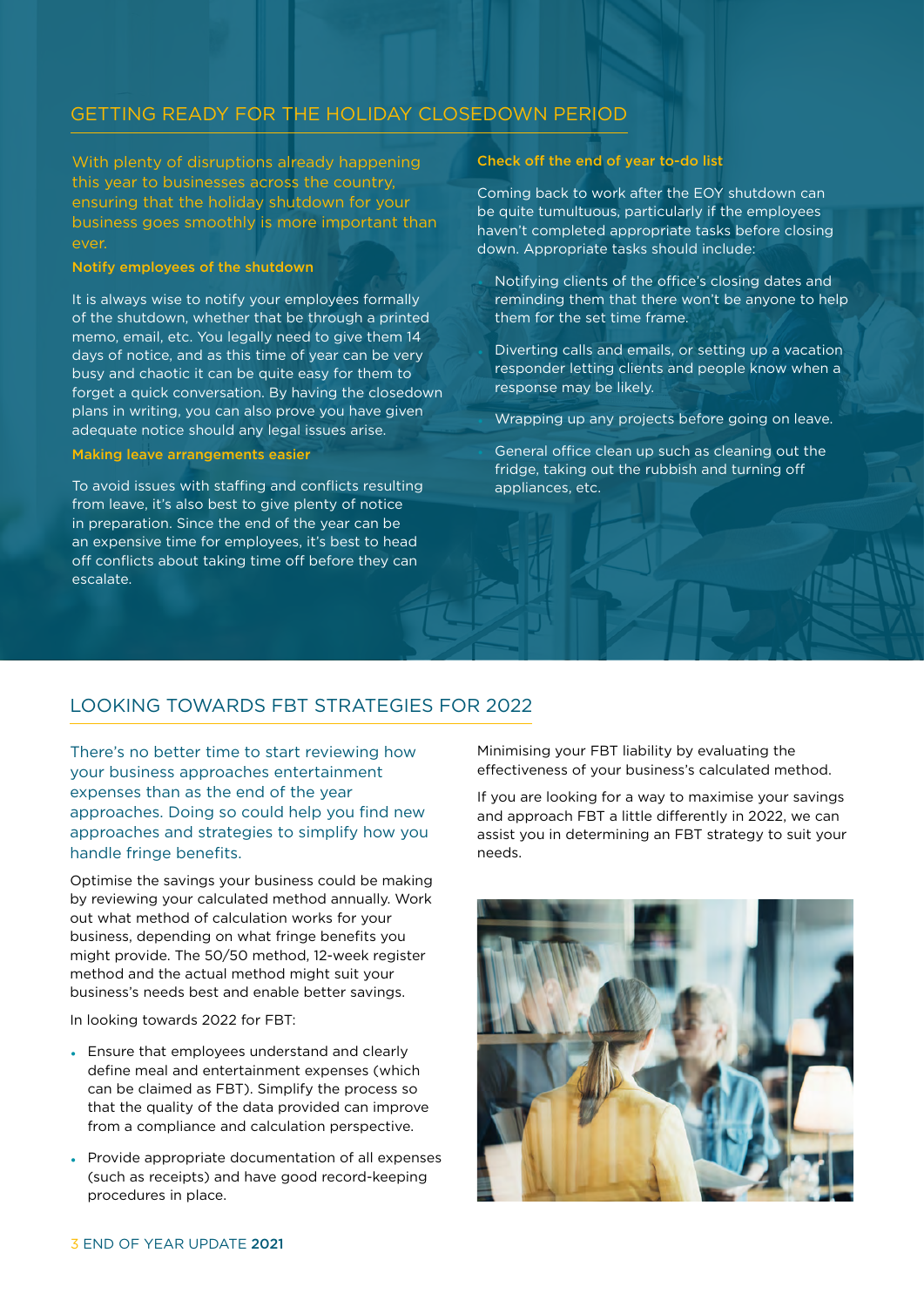## GETTING READY FOR THE HOLIDAY CLOSEDOWN PERIOD

With plenty of disruptions already happening this year to businesses across the country, ensuring that the holiday shutdown for your business goes smoothly is more important than ever.

### Notify employees of the shutdown

It is always wise to notify your employees formally of the shutdown, whether that be through a printed memo, email, etc. You legally need to give them 14 days of notice, and as this time of year can be very busy and chaotic it can be quite easy for them to forget a quick conversation. By having the closedown plans in writing, you can also prove you have given adequate notice should any legal issues arise.

### Making leave arrangements easier

To avoid issues with staffing and conflicts resulting from leave, it's also best to give plenty of notice in preparation. Since the end of the year can be an expensive time for employees, it's best to head off conflicts about taking time off before they can escalate.

### Check off the end of year to-do list

Coming back to work after the EOY shutdown can be quite tumultuous, particularly if the employees haven't completed appropriate tasks before closing down. Appropriate tasks should include:

- Notifying clients of the office's closing dates and reminding them that there won't be anyone to help them for the set time frame.
- Diverting calls and emails, or setting up a vacation responder letting clients and people know when a response may be likely.
- Wrapping up any projects before going on leave.
- General office clean up such as cleaning out the fridge, taking out the rubbish and turning off appliances, etc.

## LOOKING TOWARDS FBT STRATEGIES FOR 2022

There's no better time to start reviewing how your business approaches entertainment expenses than as the end of the year approaches. Doing so could help you find new approaches and strategies to simplify how you handle fringe benefits.

Optimise the savings your business could be making by reviewing your calculated method annually. Work out what method of calculation works for your business, depending on what fringe benefits you might provide. The 50/50 method, 12-week register method and the actual method might suit your business's needs best and enable better savings.

In looking towards 2022 for FBT:

- Ensure that employees understand and clearly define meal and entertainment expenses (which can be claimed as FBT). Simplify the process so that the quality of the data provided can improve from a compliance and calculation perspective.
- Provide appropriate documentation of all expenses (such as receipts) and have good record-keeping procedures in place.

Minimising your FBT liability by evaluating the effectiveness of your business's calculated method.

If you are looking for a way to maximise your savings and approach FBT a little differently in 2022, we can assist you in determining an FBT strategy to suit your needs.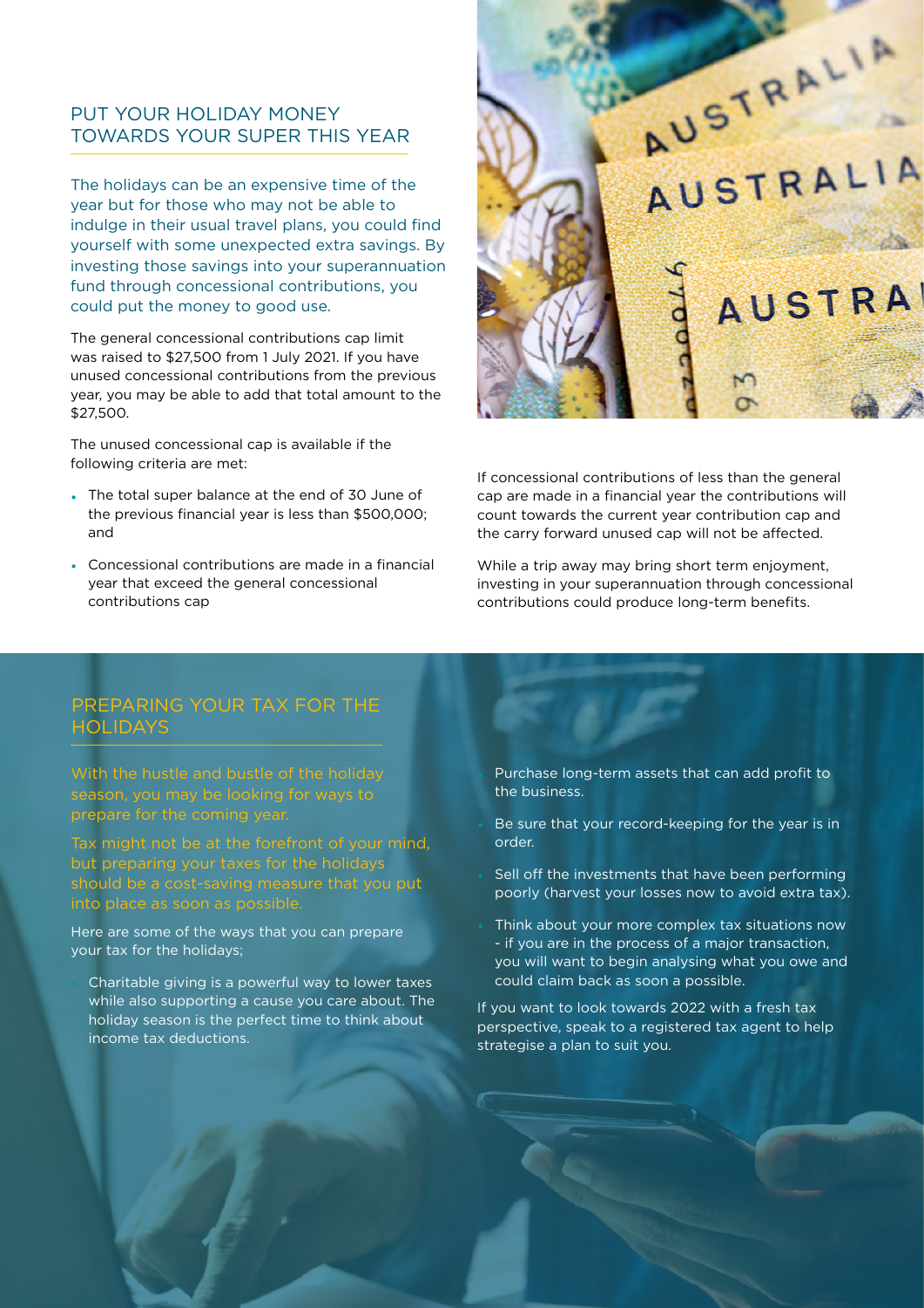## PUT YOUR HOLIDAY MONEY TOWARDS YOUR SUPER THIS YEAR

The holidays can be an expensive time of the year but for those who may not be able to indulge in their usual travel plans, you could find yourself with some unexpected extra savings. By investing those savings into your superannuation fund through concessional contributions, you could put the money to good use.

The general concessional contributions cap limit was raised to $27,500 from 1 July 2021. If you have unused concessional contributions from the previous year, you may be able to add that total amount to the $27,500.

The unused concessional cap is available if the following criteria are met:

- The total super balance at the end of 30 June of the previous financial year is less than $500,000; and
- Concessional contributions are made in a financial year that exceed the general concessional contributions cap

If concessional contributions of less than the general cap are made in a financial year the contributions will count towards the current year contribution cap and the carry forward unused cap will not be affected.

While a trip away may bring short term enjoyment, investing in your superannuation through concessional contributions could produce long-term benefits.

## PREPARING YOUR TAX FOR THE HOLIDAYS

With the hustle and bustle of the holiday season, you may be looking for ways to prepare for the coming year.

Tax might not be at the forefront of your mind, but preparing your taxes for the holidays should be a cost-saving measure that you put into place as soon as possible.

Here are some of the ways that you can prepare your tax for the holidays;

- Charitable giving is a powerful way to lower taxes while also supporting a cause you care about. The holiday season is the perfect time to think about income tax deductions.
- Purchase long-term assets that can add profit to the business.
- Be sure that your record-keeping for the year is in order.
- Sell off the investments that have been performing poorly (harvest your losses now to avoid extra tax).
- Think about your more complex tax situations now - if you are in the process of a major transaction, you will want to begin analysing what you owe and could claim back as soon a possible.

If you want to look towards 2022 with a fresh tax perspective, speak to a registered tax agent to help strategise a plan to suit you.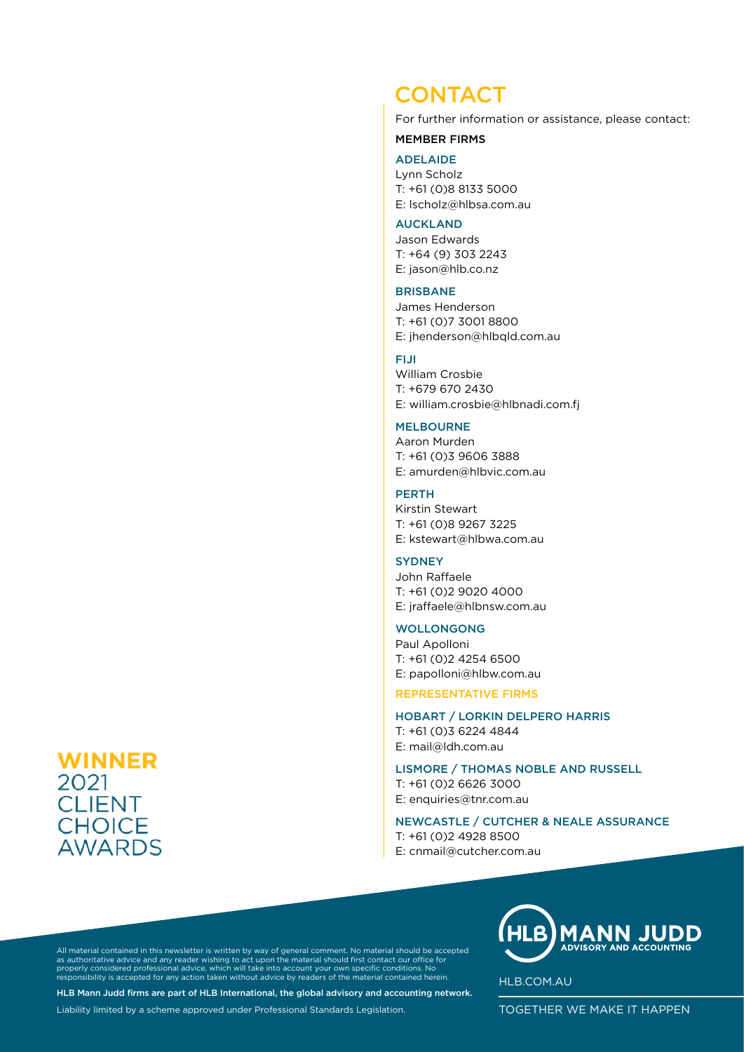# CONTACT

For further information or assistance, please contact:

## MEMBER FIRMS

### ADELAIDE

Lynn Scholz
T: +61 (0)8 8133 5000
E: lscholz@hlbsa.com.au

### AUCKLAND

Jason Edwards
T: +64 (9) 303 2243
E: jason@hlb.co.nz

### BRISBANE

James Henderson
T: +61 (0)7 3001 8800
E: jhenderson@hlbqld.com.au

### FIJI

William Crosbie
T: +679 670 2430
E: william.crosbie@hlbnadi.com.fj

### MELBOURNE

Aaron Murden
T: +61 (0)3 9606 3888
E: amurden@hlbvic.com.au

### PERTH

Kirstin Stewart
T: +61 (0)8 9267 3225
E: kstewart@hlbwa.com.au

### SYDNEY

John Raffaele
T: +61 (0)2 9020 4000
E: jraffaele@hlbnsw.com.au

### WOLLONGONG

Paul Apolloni
T: +61 (0)2 4254 6500
E: papolloni@hlbw.com.au

## REPRESENTATIVE FIRMS

### HOBART / LORKIN DELPERO HARRIS

T: +61 (0)3 6224 4844
E: mail@ldh.com.au

### LISMORE / THOMAS NOBLE AND RUSSELL

T: +61 (0)2 6626 3000
E: enquiries@tnr.com.au

### NEWCASTLE / CUTCHER & NEALE ASSURANCE

T: +61 (0)2 4928 8500
E: cnmail@cutcher.com.au

**WINNER**
2021
CLIENT
CHOICE
AWARDS

All material contained in this newsletter is written by way of general comment. No material should be accepted as authoritative advice and any reader wishing to act upon the material should first contact our office for properly considered professional advice, which will take into account your own specific conditions. No responsibility is accepted for any action taken without advice by readers of the material contained herein.

**HLB Mann Judd firms are part of HLB International, the global advisory and accounting network.**

Liability limited by a scheme approved under Professional Standards Legislation.

HLB MANN JUDD
ADVISORY AND ACCOUNTING

HLB.COM.AU

TOGETHER WE MAKE IT HAPPEN